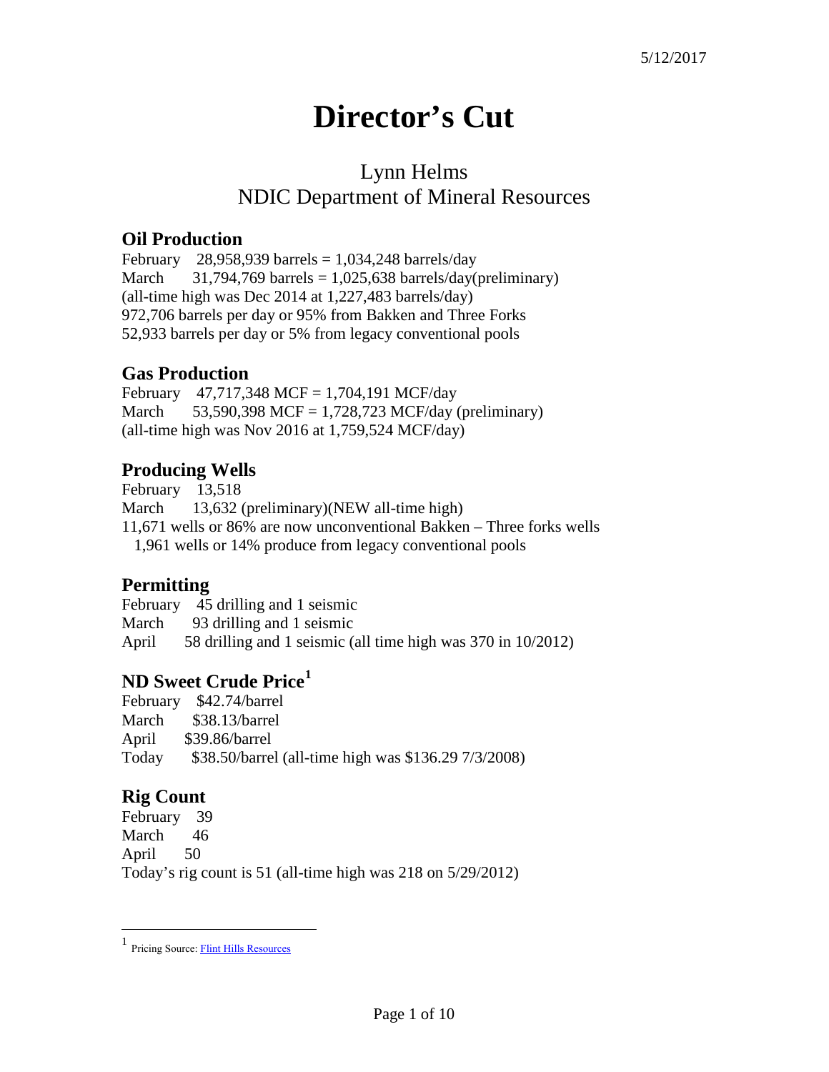5/12/2017

# Director's Cut

## Lynn Helms
## NDIC Department of Mineral Resources

### Oil Production

February 28,958,939 barrels = 1,034,248 barrels/day
March 31,794,769 barrels = 1,025,638 barrels/day(preliminary)
(all-time high was Dec 2014 at 1,227,483 barrels/day)
972,706 barrels per day or 95% from Bakken and Three Forks
52,933 barrels per day or 5% from legacy conventional pools

### Gas Production

February 47,717,348 MCF = 1,704,191 MCF/day
March 53,590,398 MCF = 1,728,723 MCF/day (preliminary)
(all-time high was Nov 2016 at 1,759,524 MCF/day)

### Producing Wells

February 13,518
March 13,632 (preliminary)(NEW all-time high)
11,671 wells or 86% are now unconventional Bakken – Three forks wells
1,961 wells or 14% produce from legacy conventional pools

### Permitting

February 45 drilling and 1 seismic
March 93 drilling and 1 seismic
April 58 drilling and 1 seismic (all time high was 370 in 10/2012)

### ND Sweet Crude Price[1]

February $42.74/barrel
March $38.13/barrel
April $39.86/barrel
Today $38.50/barrel (all-time high was $136.29 7/3/2008)

### Rig Count

February 39
March 46
April 50
Today's rig count is 51 (all-time high was 218 on 5/29/2012)

---

[1] Pricing Source: Flint Hills Resources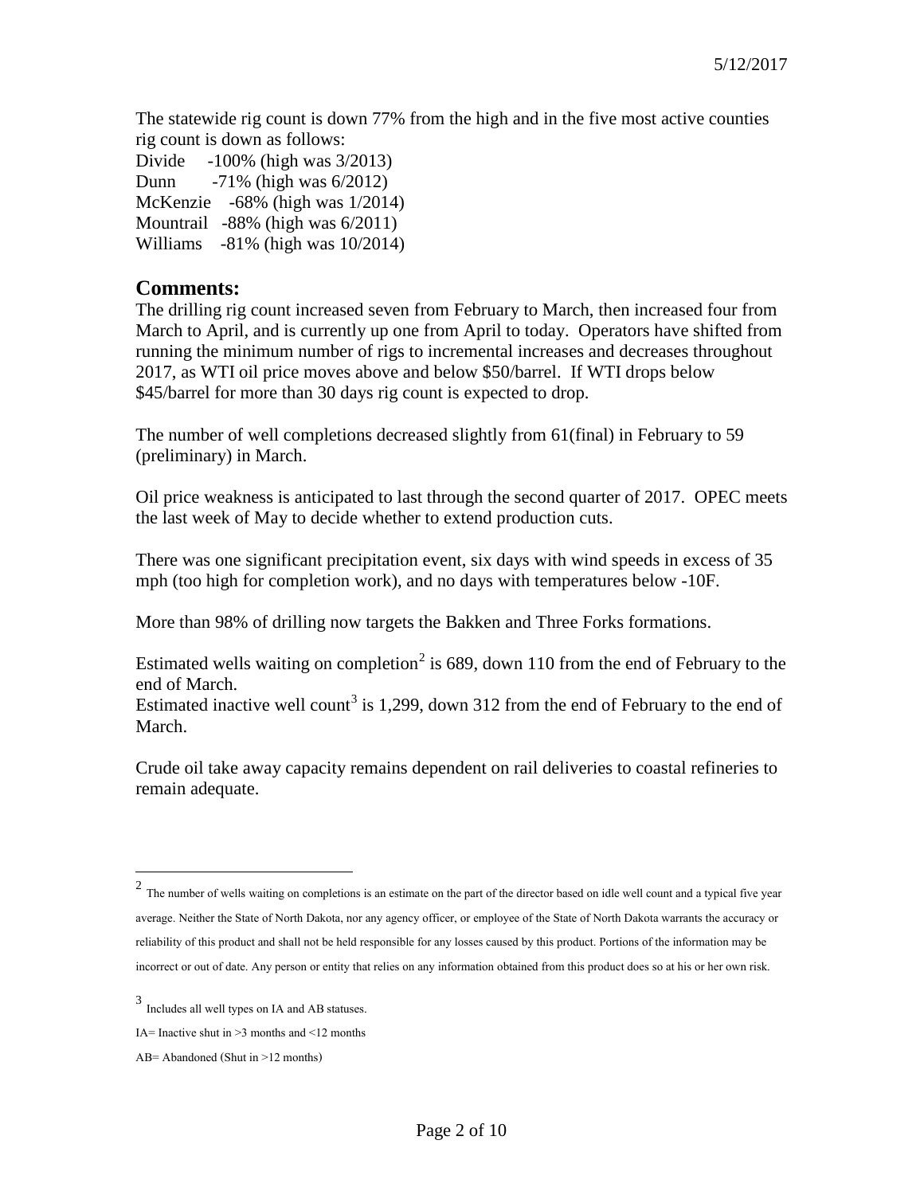The statewide rig count is down 77% from the high and in the five most active counties rig count is down as follows:

Divide -100% (high was 3/2013)
Dunn -71% (high was 6/2012)
McKenzie -68% (high was 1/2014)
Mountrail -88% (high was 6/2011)
Williams -81% (high was 10/2014)

## Comments:

The drilling rig count increased seven from February to March, then increased four from March to April, and is currently up one from April to today. Operators have shifted from running the minimum number of rigs to incremental increases and decreases throughout 2017, as WTI oil price moves above and below $50/barrel. If WTI drops below $45/barrel for more than 30 days rig count is expected to drop.

The number of well completions decreased slightly from 61(final) in February to 59 (preliminary) in March.

Oil price weakness is anticipated to last through the second quarter of 2017. OPEC meets the last week of May to decide whether to extend production cuts.

There was one significant precipitation event, six days with wind speeds in excess of 35 mph (too high for completion work), and no days with temperatures below -10F.

More than 98% of drilling now targets the Bakken and Three Forks formations.

Estimated wells waiting on completion[2] is 689, down 110 from the end of February to the end of March.
Estimated inactive well count[3] is 1,299, down 312 from the end of February to the end of March.

Crude oil take away capacity remains dependent on rail deliveries to coastal refineries to remain adequate.

---

[2] The number of wells waiting on completions is an estimate on the part of the director based on idle well count and a typical five year average. Neither the State of North Dakota, nor any agency officer, or employee of the State of North Dakota warrants the accuracy or reliability of this product and shall not be held responsible for any losses caused by this product. Portions of the information may be incorrect or out of date. Any person or entity that relies on any information obtained from this product does so at his or her own risk.

[3] Includes all well types on IA and AB statuses.

IA= Inactive shut in >3 months and <12 months

AB= Abandoned (Shut in >12 months)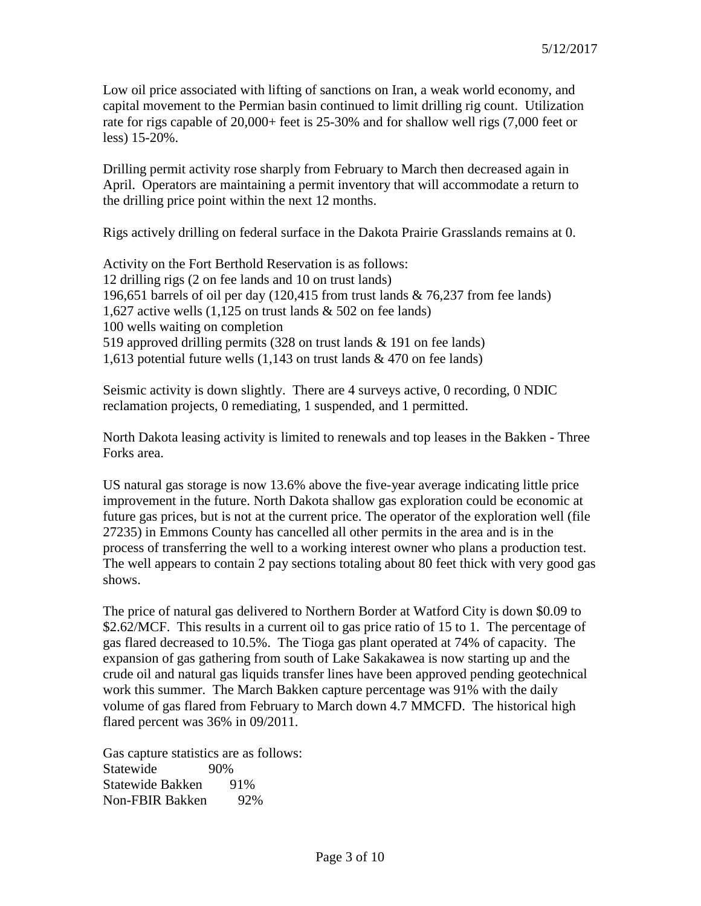5/12/2017

Low oil price associated with lifting of sanctions on Iran, a weak world economy, and capital movement to the Permian basin continued to limit drilling rig count. Utilization rate for rigs capable of 20,000+ feet is 25-30% and for shallow well rigs (7,000 feet or less) 15-20%.

Drilling permit activity rose sharply from February to March then decreased again in April. Operators are maintaining a permit inventory that will accommodate a return to the drilling price point within the next 12 months.

Rigs actively drilling on federal surface in the Dakota Prairie Grasslands remains at 0.

Activity on the Fort Berthold Reservation is as follows:
12 drilling rigs (2 on fee lands and 10 on trust lands)
196,651 barrels of oil per day (120,415 from trust lands & 76,237 from fee lands)
1,627 active wells (1,125 on trust lands & 502 on fee lands)
100 wells waiting on completion
519 approved drilling permits (328 on trust lands & 191 on fee lands)
1,613 potential future wells (1,143 on trust lands & 470 on fee lands)

Seismic activity is down slightly. There are 4 surveys active, 0 recording, 0 NDIC reclamation projects, 0 remediating, 1 suspended, and 1 permitted.

North Dakota leasing activity is limited to renewals and top leases in the Bakken - Three Forks area.

US natural gas storage is now 13.6% above the five-year average indicating little price improvement in the future. North Dakota shallow gas exploration could be economic at future gas prices, but is not at the current price. The operator of the exploration well (file 27235) in Emmons County has cancelled all other permits in the area and is in the process of transferring the well to a working interest owner who plans a production test. The well appears to contain 2 pay sections totaling about 80 feet thick with very good gas shows.

The price of natural gas delivered to Northern Border at Watford City is down $0.09 to $2.62/MCF. This results in a current oil to gas price ratio of 15 to 1. The percentage of gas flared decreased to 10.5%. The Tioga gas plant operated at 74% of capacity. The expansion of gas gathering from south of Lake Sakakawea is now starting up and the crude oil and natural gas liquids transfer lines have been approved pending geotechnical work this summer. The March Bakken capture percentage was 91% with the daily volume of gas flared from February to March down 4.7 MMCFD. The historical high flared percent was 36% in 09/2011.

Gas capture statistics are as follows:

| | |
|---|---|
| Statewide | 90% |
| Statewide Bakken | 91% |
| Non-FBIR Bakken | 92% |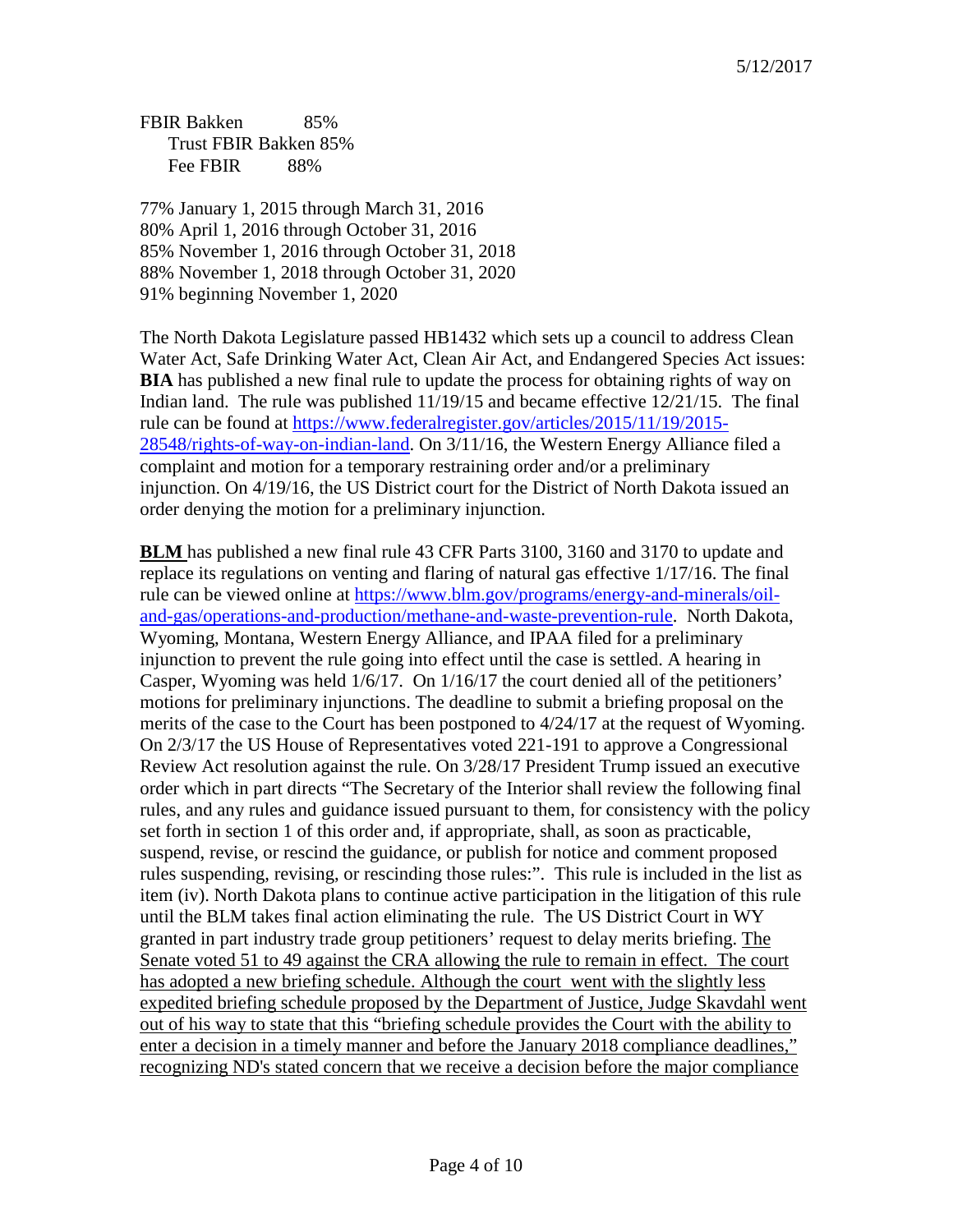FBIR Bakken 85%
Trust FBIR Bakken 85%
Fee FBIR 88%

77% January 1, 2015 through March 31, 2016
80% April 1, 2016 through October 31, 2016
85% November 1, 2016 through October 31, 2018
88% November 1, 2018 through October 31, 2020
91% beginning November 1, 2020

The North Dakota Legislature passed HB1432 which sets up a council to address Clean Water Act, Safe Drinking Water Act, Clean Air Act, and Endangered Species Act issues: **BIA** has published a new final rule to update the process for obtaining rights of way on Indian land. The rule was published 11/19/15 and became effective 12/21/15. The final rule can be found at [https://www.federalregister.gov/articles/2015/11/19/2015-28548/rights-of-way-on-indian-land](https://www.federalregister.gov/articles/2015/11/19/2015-28548/rights-of-way-on-indian-land). On 3/11/16, the Western Energy Alliance filed a complaint and motion for a temporary restraining order and/or a preliminary injunction. On 4/19/16, the US District court for the District of North Dakota issued an order denying the motion for a preliminary injunction.

<u>**BLM**</u> has published a new final rule 43 CFR Parts 3100, 3160 and 3170 to update and replace its regulations on venting and flaring of natural gas effective 1/17/16. The final rule can be viewed online at [https://www.blm.gov/programs/energy-and-minerals/oil-and-gas/operations-and-production/methane-and-waste-prevention-rule](https://www.blm.gov/programs/energy-and-minerals/oil-and-gas/operations-and-production/methane-and-waste-prevention-rule). North Dakota, Wyoming, Montana, Western Energy Alliance, and IPAA filed for a preliminary injunction to prevent the rule going into effect until the case is settled. A hearing in Casper, Wyoming was held 1/6/17. On 1/16/17 the court denied all of the petitioners' motions for preliminary injunctions. The deadline to submit a briefing proposal on the merits of the case to the Court has been postponed to 4/24/17 at the request of Wyoming. On 2/3/17 the US House of Representatives voted 221-191 to approve a Congressional Review Act resolution against the rule. On 3/28/17 President Trump issued an executive order which in part directs "The Secretary of the Interior shall review the following final rules, and any rules and guidance issued pursuant to them, for consistency with the policy set forth in section 1 of this order and, if appropriate, shall, as soon as practicable, suspend, revise, or rescind the guidance, or publish for notice and comment proposed rules suspending, revising, or rescinding those rules:". This rule is included in the list as item (iv). North Dakota plans to continue active participation in the litigation of this rule until the BLM takes final action eliminating the rule. The US District Court in WY granted in part industry trade group petitioners' request to delay merits briefing. <u>The Senate voted 51 to 49 against the CRA allowing the rule to remain in effect. The court has adopted a new briefing schedule. Although the court went with the slightly less expedited briefing schedule proposed by the Department of Justice, Judge Skavdahl went out of his way to state that this "briefing schedule provides the Court with the ability to enter a decision in a timely manner and before the January 2018 compliance deadlines," recognizing ND's stated concern that we receive a decision before the major compliance</u>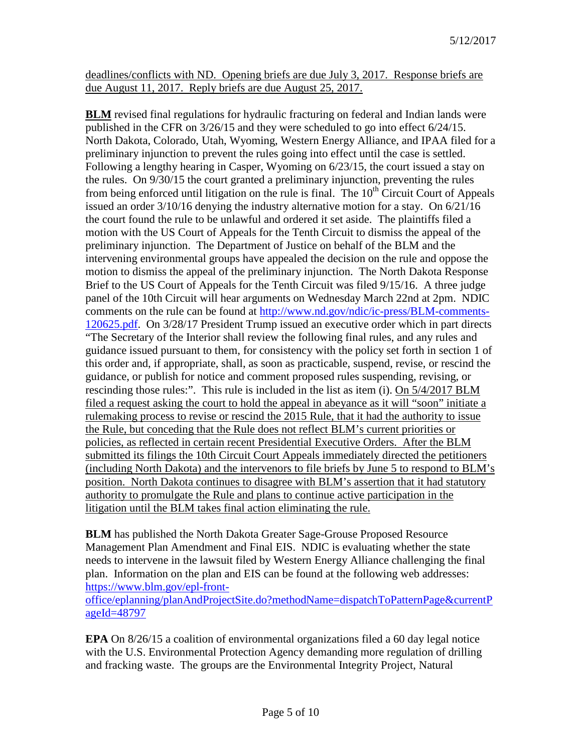deadlines/conflicts with ND. Opening briefs are due July 3, 2017. Response briefs are due August 11, 2017. Reply briefs are due August 25, 2017.

**BLM** revised final regulations for hydraulic fracturing on federal and Indian lands were published in the CFR on 3/26/15 and they were scheduled to go into effect 6/24/15. North Dakota, Colorado, Utah, Wyoming, Western Energy Alliance, and IPAA filed for a preliminary injunction to prevent the rules going into effect until the case is settled. Following a lengthy hearing in Casper, Wyoming on 6/23/15, the court issued a stay on the rules. On 9/30/15 the court granted a preliminary injunction, preventing the rules from being enforced until litigation on the rule is final. The 10th Circuit Court of Appeals issued an order 3/10/16 denying the industry alternative motion for a stay. On 6/21/16 the court found the rule to be unlawful and ordered it set aside. The plaintiffs filed a motion with the US Court of Appeals for the Tenth Circuit to dismiss the appeal of the preliminary injunction. The Department of Justice on behalf of the BLM and the intervening environmental groups have appealed the decision on the rule and oppose the motion to dismiss the appeal of the preliminary injunction. The North Dakota Response Brief to the US Court of Appeals for the Tenth Circuit was filed 9/15/16. A three judge panel of the 10th Circuit will hear arguments on Wednesday March 22nd at 2pm. NDIC comments on the rule can be found at http://www.nd.gov/ndic/ic-press/BLM-comments-120625.pdf. On 3/28/17 President Trump issued an executive order which in part directs "The Secretary of the Interior shall review the following final rules, and any rules and guidance issued pursuant to them, for consistency with the policy set forth in section 1 of this order and, if appropriate, shall, as soon as practicable, suspend, revise, or rescind the guidance, or publish for notice and comment proposed rules suspending, revising, or rescinding those rules:". This rule is included in the list as item (i). On 5/4/2017 BLM filed a request asking the court to hold the appeal in abeyance as it will "soon" initiate a rulemaking process to revise or rescind the 2015 Rule, that it had the authority to issue the Rule, but conceding that the Rule does not reflect BLM's current priorities or policies, as reflected in certain recent Presidential Executive Orders. After the BLM submitted its filings the 10th Circuit Court Appeals immediately directed the petitioners (including North Dakota) and the intervenors to file briefs by June 5 to respond to BLM's position. North Dakota continues to disagree with BLM's assertion that it had statutory authority to promulgate the Rule and plans to continue active participation in the litigation until the BLM takes final action eliminating the rule.

**BLM** has published the North Dakota Greater Sage-Grouse Proposed Resource Management Plan Amendment and Final EIS. NDIC is evaluating whether the state needs to intervene in the lawsuit filed by Western Energy Alliance challenging the final plan. Information on the plan and EIS can be found at the following web addresses: https://www.blm.gov/epl-front-office/eplanning/planAndProjectSite.do?methodName=dispatchToPatternPage&currentPageId=48797

**EPA** On 8/26/15 a coalition of environmental organizations filed a 60 day legal notice with the U.S. Environmental Protection Agency demanding more regulation of drilling and fracking waste. The groups are the Environmental Integrity Project, Natural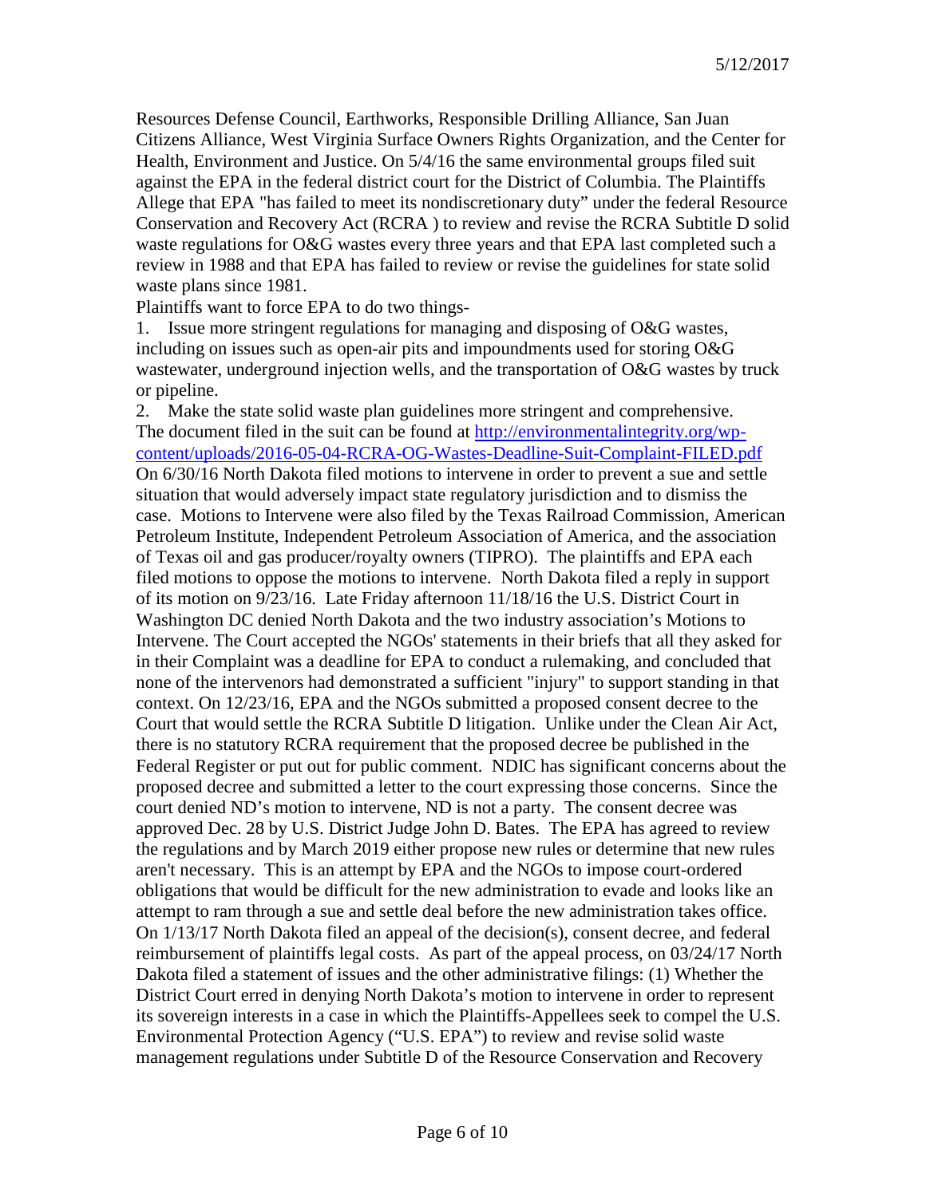Resources Defense Council, Earthworks, Responsible Drilling Alliance, San Juan Citizens Alliance, West Virginia Surface Owners Rights Organization, and the Center for Health, Environment and Justice. On 5/4/16 the same environmental groups filed suit against the EPA in the federal district court for the District of Columbia. The Plaintiffs Allege that EPA "has failed to meet its nondiscretionary duty" under the federal Resource Conservation and Recovery Act (RCRA ) to review and revise the RCRA Subtitle D solid waste regulations for O&G wastes every three years and that EPA last completed such a review in 1988 and that EPA has failed to review or revise the guidelines for state solid waste plans since 1981.

Plaintiffs want to force EPA to do two things-

1. Issue more stringent regulations for managing and disposing of O&G wastes, including on issues such as open-air pits and impoundments used for storing O&G wastewater, underground injection wells, and the transportation of O&G wastes by truck or pipeline.
2. Make the state solid waste plan guidelines more stringent and comprehensive.

The document filed in the suit can be found at [http://environmentalintegrity.org/wp-content/uploads/2016-05-04-RCRA-OG-Wastes-Deadline-Suit-Complaint-FILED.pdf](http://environmentalintegrity.org/wp-content/uploads/2016-05-04-RCRA-OG-Wastes-Deadline-Suit-Complaint-FILED.pdf)

On 6/30/16 North Dakota filed motions to intervene in order to prevent a sue and settle situation that would adversely impact state regulatory jurisdiction and to dismiss the case. Motions to Intervene were also filed by the Texas Railroad Commission, American Petroleum Institute, Independent Petroleum Association of America, and the association of Texas oil and gas producer/royalty owners (TIPRO). The plaintiffs and EPA each filed motions to oppose the motions to intervene. North Dakota filed a reply in support of its motion on 9/23/16. Late Friday afternoon 11/18/16 the U.S. District Court in Washington DC denied North Dakota and the two industry association's Motions to Intervene. The Court accepted the NGOs' statements in their briefs that all they asked for in their Complaint was a deadline for EPA to conduct a rulemaking, and concluded that none of the intervenors had demonstrated a sufficient "injury" to support standing in that context. On 12/23/16, EPA and the NGOs submitted a proposed consent decree to the Court that would settle the RCRA Subtitle D litigation. Unlike under the Clean Air Act, there is no statutory RCRA requirement that the proposed decree be published in the Federal Register or put out for public comment. NDIC has significant concerns about the proposed decree and submitted a letter to the court expressing those concerns. Since the court denied ND's motion to intervene, ND is not a party. The consent decree was approved Dec. 28 by U.S. District Judge John D. Bates. The EPA has agreed to review the regulations and by March 2019 either propose new rules or determine that new rules aren't necessary. This is an attempt by EPA and the NGOs to impose court-ordered obligations that would be difficult for the new administration to evade and looks like an attempt to ram through a sue and settle deal before the new administration takes office. On 1/13/17 North Dakota filed an appeal of the decision(s), consent decree, and federal reimbursement of plaintiffs legal costs. As part of the appeal process, on 03/24/17 North Dakota filed a statement of issues and the other administrative filings: (1) Whether the District Court erred in denying North Dakota's motion to intervene in order to represent its sovereign interests in a case in which the Plaintiffs-Appellees seek to compel the U.S. Environmental Protection Agency ("U.S. EPA") to review and revise solid waste management regulations under Subtitle D of the Resource Conservation and Recovery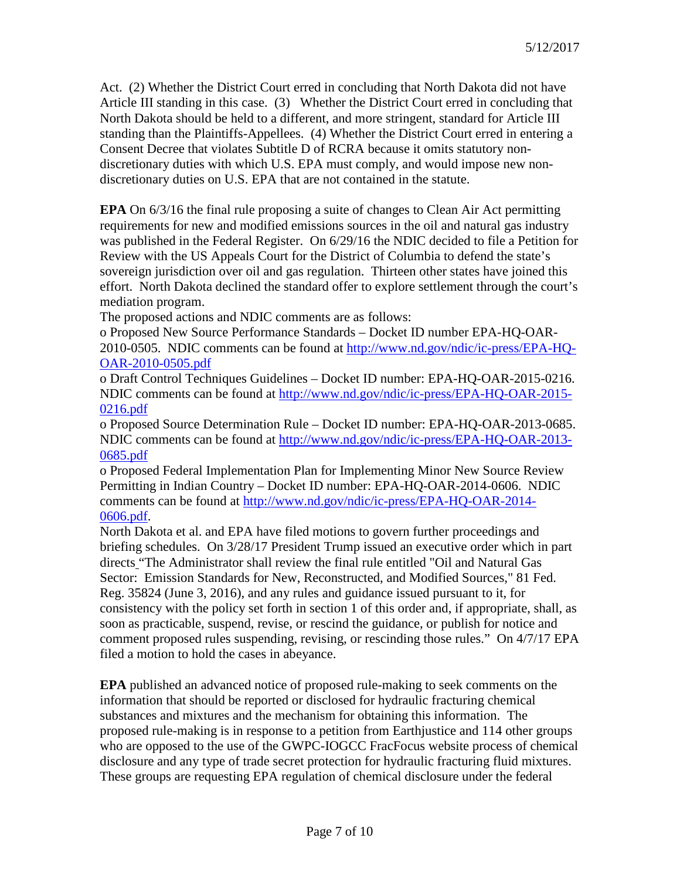Act. (2) Whether the District Court erred in concluding that North Dakota did not have Article III standing in this case. (3) Whether the District Court erred in concluding that North Dakota should be held to a different, and more stringent, standard for Article III standing than the Plaintiffs-Appellees. (4) Whether the District Court erred in entering a Consent Decree that violates Subtitle D of RCRA because it omits statutory non-discretionary duties with which U.S. EPA must comply, and would impose new non-discretionary duties on U.S. EPA that are not contained in the statute.

**EPA** On 6/3/16 the final rule proposing a suite of changes to Clean Air Act permitting requirements for new and modified emissions sources in the oil and natural gas industry was published in the Federal Register. On 6/29/16 the NDIC decided to file a Petition for Review with the US Appeals Court for the District of Columbia to defend the state's sovereign jurisdiction over oil and gas regulation. Thirteen other states have joined this effort. North Dakota declined the standard offer to explore settlement through the court's mediation program.

The proposed actions and NDIC comments are as follows:

- Proposed New Source Performance Standards – Docket ID number EPA-HQ-OAR-2010-0505. NDIC comments can be found at [http://www.nd.gov/ndic/ic-press/EPA-HQ-OAR-2010-0505.pdf](http://www.nd.gov/ndic/ic-press/EPA-HQ-OAR-2010-0505.pdf)
- Draft Control Techniques Guidelines – Docket ID number: EPA-HQ-OAR-2015-0216. NDIC comments can be found at [http://www.nd.gov/ndic/ic-press/EPA-HQ-OAR-2015-0216.pdf](http://www.nd.gov/ndic/ic-press/EPA-HQ-OAR-2015-0216.pdf)
- Proposed Source Determination Rule – Docket ID number: EPA-HQ-OAR-2013-0685. NDIC comments can be found at [http://www.nd.gov/ndic/ic-press/EPA-HQ-OAR-2013-0685.pdf](http://www.nd.gov/ndic/ic-press/EPA-HQ-OAR-2013-0685.pdf)
- Proposed Federal Implementation Plan for Implementing Minor New Source Review Permitting in Indian Country – Docket ID number: EPA-HQ-OAR-2014-0606. NDIC comments can be found at [http://www.nd.gov/ndic/ic-press/EPA-HQ-OAR-2014-0606.pdf](http://www.nd.gov/ndic/ic-press/EPA-HQ-OAR-2014-0606.pdf).

North Dakota et al. and EPA have filed motions to govern further proceedings and briefing schedules. On 3/28/17 President Trump issued an executive order which in part directs "The Administrator shall review the final rule entitled "Oil and Natural Gas Sector: Emission Standards for New, Reconstructed, and Modified Sources," 81 Fed. Reg. 35824 (June 3, 2016), and any rules and guidance issued pursuant to it, for consistency with the policy set forth in section 1 of this order and, if appropriate, shall, as soon as practicable, suspend, revise, or rescind the guidance, or publish for notice and comment proposed rules suspending, revising, or rescinding those rules." On 4/7/17 EPA filed a motion to hold the cases in abeyance.

**EPA** published an advanced notice of proposed rule-making to seek comments on the information that should be reported or disclosed for hydraulic fracturing chemical substances and mixtures and the mechanism for obtaining this information. The proposed rule-making is in response to a petition from Earthjustice and 114 other groups who are opposed to the use of the GWPC-IOGCC FracFocus website process of chemical disclosure and any type of trade secret protection for hydraulic fracturing fluid mixtures. These groups are requesting EPA regulation of chemical disclosure under the federal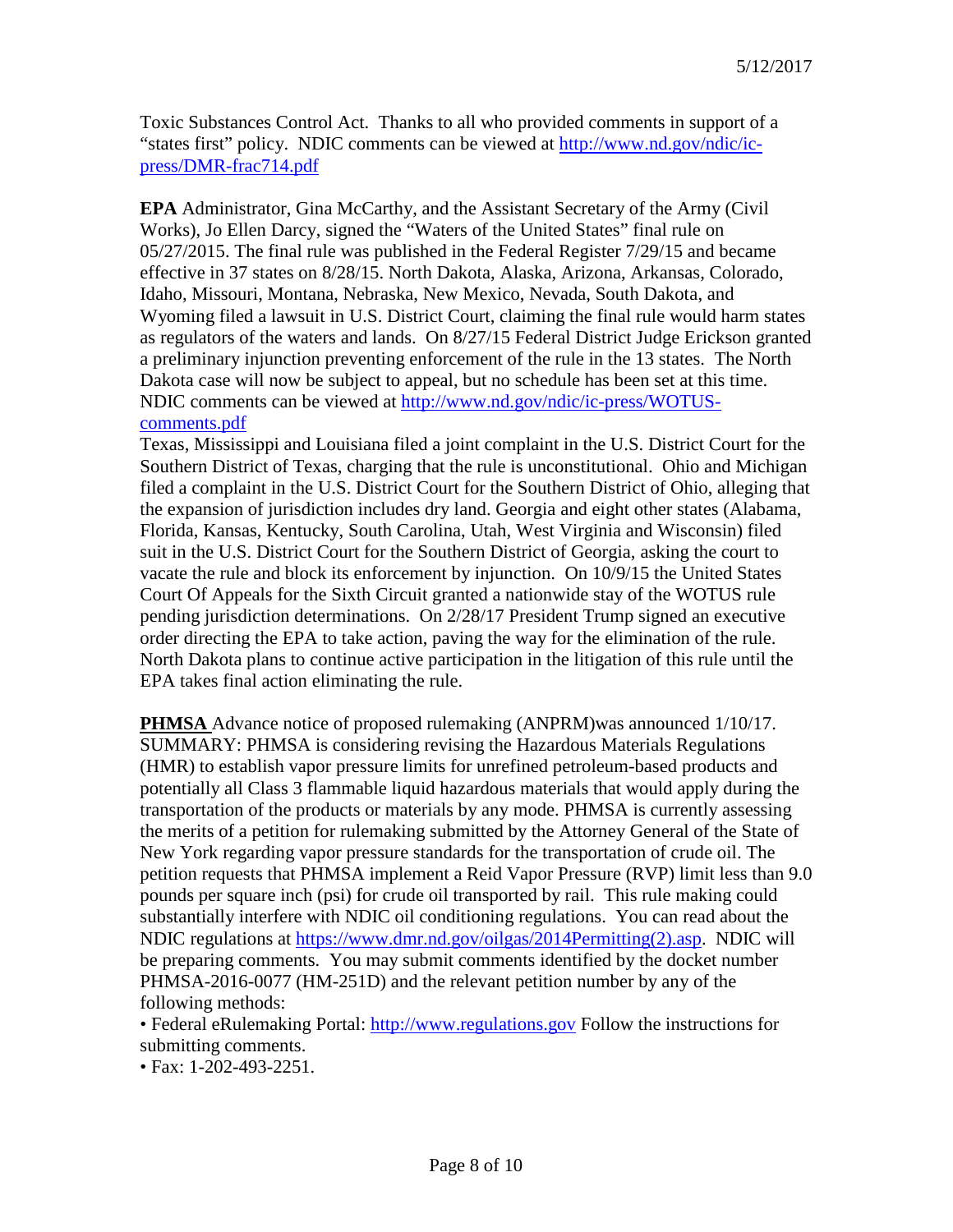Toxic Substances Control Act. Thanks to all who provided comments in support of a "states first" policy. NDIC comments can be viewed at http://www.nd.gov/ndic/ic-press/DMR-frac714.pdf

**EPA** Administrator, Gina McCarthy, and the Assistant Secretary of the Army (Civil Works), Jo Ellen Darcy, signed the "Waters of the United States" final rule on 05/27/2015. The final rule was published in the Federal Register 7/29/15 and became effective in 37 states on 8/28/15. North Dakota, Alaska, Arizona, Arkansas, Colorado, Idaho, Missouri, Montana, Nebraska, New Mexico, Nevada, South Dakota, and Wyoming filed a lawsuit in U.S. District Court, claiming the final rule would harm states as regulators of the waters and lands. On 8/27/15 Federal District Judge Erickson granted a preliminary injunction preventing enforcement of the rule in the 13 states. The North Dakota case will now be subject to appeal, but no schedule has been set at this time. NDIC comments can be viewed at http://www.nd.gov/ndic/ic-press/WOTUS-comments.pdf
Texas, Mississippi and Louisiana filed a joint complaint in the U.S. District Court for the Southern District of Texas, charging that the rule is unconstitutional. Ohio and Michigan filed a complaint in the U.S. District Court for the Southern District of Ohio, alleging that the expansion of jurisdiction includes dry land. Georgia and eight other states (Alabama, Florida, Kansas, Kentucky, South Carolina, Utah, West Virginia and Wisconsin) filed suit in the U.S. District Court for the Southern District of Georgia, asking the court to vacate the rule and block its enforcement by injunction. On 10/9/15 the United States Court Of Appeals for the Sixth Circuit granted a nationwide stay of the WOTUS rule pending jurisdiction determinations. On 2/28/17 President Trump signed an executive order directing the EPA to take action, paving the way for the elimination of the rule. North Dakota plans to continue active participation in the litigation of this rule until the EPA takes final action eliminating the rule.

**PHMSA** Advance notice of proposed rulemaking (ANPRM)was announced 1/10/17. SUMMARY: PHMSA is considering revising the Hazardous Materials Regulations (HMR) to establish vapor pressure limits for unrefined petroleum-based products and potentially all Class 3 flammable liquid hazardous materials that would apply during the transportation of the products or materials by any mode. PHMSA is currently assessing the merits of a petition for rulemaking submitted by the Attorney General of the State of New York regarding vapor pressure standards for the transportation of crude oil. The petition requests that PHMSA implement a Reid Vapor Pressure (RVP) limit less than 9.0 pounds per square inch (psi) for crude oil transported by rail. This rule making could substantially interfere with NDIC oil conditioning regulations. You can read about the NDIC regulations at https://www.dmr.nd.gov/oilgas/2014Permitting(2).asp. NDIC will be preparing comments. You may submit comments identified by the docket number PHMSA-2016-0077 (HM-251D) and the relevant petition number by any of the following methods:

- Federal eRulemaking Portal: http://www.regulations.gov Follow the instructions for submitting comments.
- Fax: 1-202-493-2251.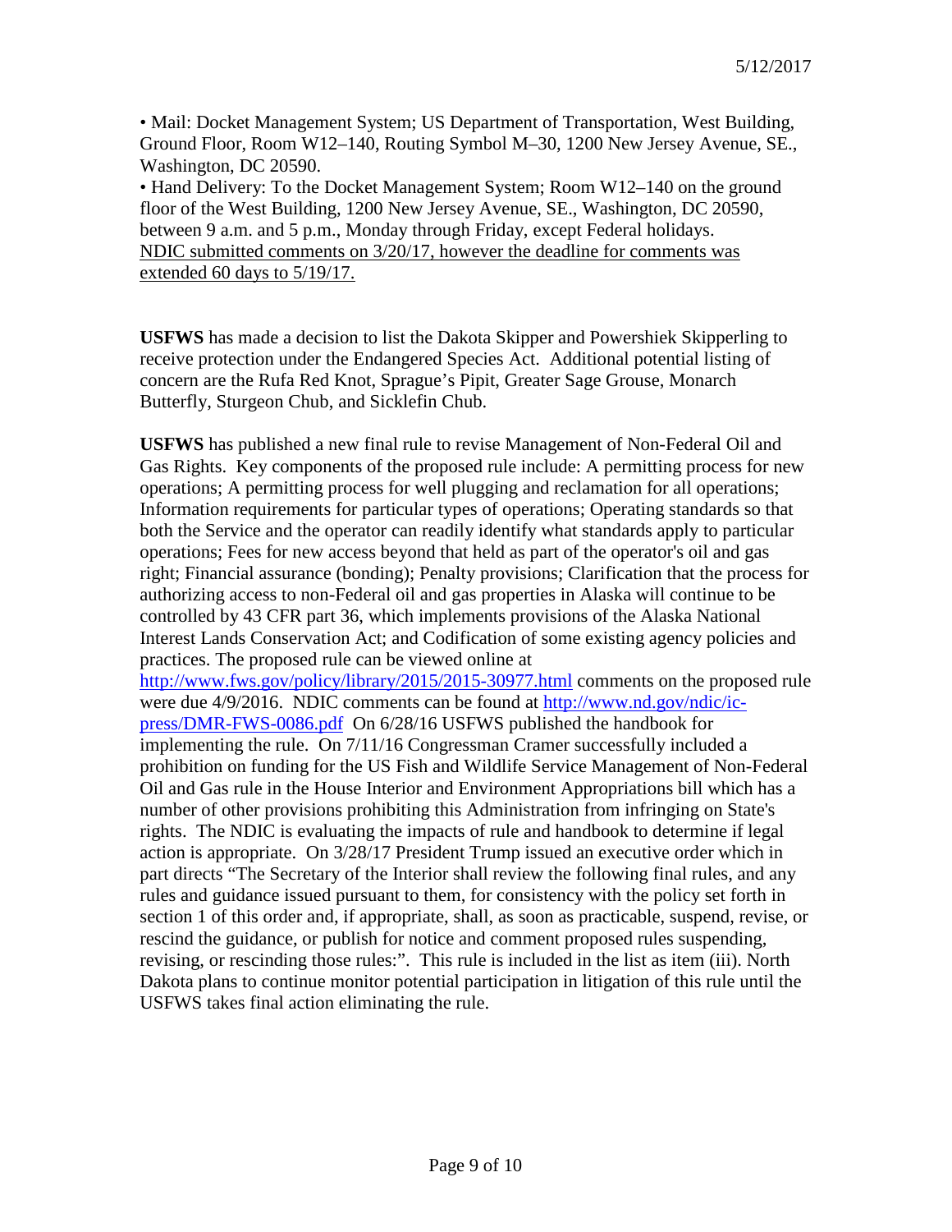• Mail: Docket Management System; US Department of Transportation, West Building, Ground Floor, Room W12–140, Routing Symbol M–30, 1200 New Jersey Avenue, SE., Washington, DC 20590.

• Hand Delivery: To the Docket Management System; Room W12–140 on the ground floor of the West Building, 1200 New Jersey Avenue, SE., Washington, DC 20590, between 9 a.m. and 5 p.m., Monday through Friday, except Federal holidays.
<u>NDIC submitted comments on 3/20/17, however the deadline for comments was extended 60 days to 5/19/17.</u>

**USFWS** has made a decision to list the Dakota Skipper and Powershiek Skipperling to receive protection under the Endangered Species Act. Additional potential listing of concern are the Rufa Red Knot, Sprague's Pipit, Greater Sage Grouse, Monarch Butterfly, Sturgeon Chub, and Sicklefin Chub.

**USFWS** has published a new final rule to revise Management of Non-Federal Oil and Gas Rights. Key components of the proposed rule include: A permitting process for new operations; A permitting process for well plugging and reclamation for all operations; Information requirements for particular types of operations; Operating standards so that both the Service and the operator can readily identify what standards apply to particular operations; Fees for new access beyond that held as part of the operator's oil and gas right; Financial assurance (bonding); Penalty provisions; Clarification that the process for authorizing access to non-Federal oil and gas properties in Alaska will continue to be controlled by 43 CFR part 36, which implements provisions of the Alaska National Interest Lands Conservation Act; and Codification of some existing agency policies and practices. The proposed rule can be viewed online at [http://www.fws.gov/policy/library/2015/2015-30977.html](http://www.fws.gov/policy/library/2015/2015-30977.html) comments on the proposed rule were due 4/9/2016. NDIC comments can be found at [http://www.nd.gov/ndic/ic-press/DMR-FWS-0086.pdf](http://www.nd.gov/ndic/ic-press/DMR-FWS-0086.pdf) On 6/28/16 USFWS published the handbook for implementing the rule. On 7/11/16 Congressman Cramer successfully included a prohibition on funding for the US Fish and Wildlife Service Management of Non-Federal Oil and Gas rule in the House Interior and Environment Appropriations bill which has a number of other provisions prohibiting this Administration from infringing on State's rights. The NDIC is evaluating the impacts of rule and handbook to determine if legal action is appropriate. On 3/28/17 President Trump issued an executive order which in part directs "The Secretary of the Interior shall review the following final rules, and any rules and guidance issued pursuant to them, for consistency with the policy set forth in section 1 of this order and, if appropriate, shall, as soon as practicable, suspend, revise, or rescind the guidance, or publish for notice and comment proposed rules suspending, revising, or rescinding those rules:". This rule is included in the list as item (iii). North Dakota plans to continue monitor potential participation in litigation of this rule until the USFWS takes final action eliminating the rule.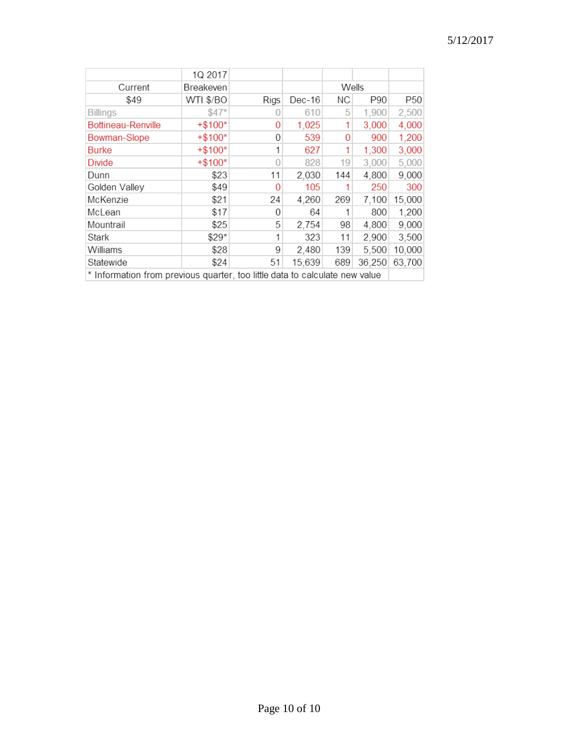| | 1Q 2017 | | | | | |
|---|---|---|---|---|---|---|
| Current | Breakeven | | | Wells | | |
| $49 | WTI $/BO | Rigs | Dec-16 | NC | P90 | P50 |
| Billings | $47* | 0 | 610 | 5 | 1,900 | 2,500 |
| Bottineau-Renville | +$100* | 0 | 1,025 | 1 | 3,000 | 4,000 |
| Bowman-Slope | +$100* | 0 | 539 | 0 | 900 | 1,200 |
| Burke | +$100* | 1 | 627 | 1 | 1,300 | 3,000 |
| Divide | +$100* | 0 | 828 | 19 | 3,000 | 5,000 |
| Dunn | $23 | 11 | 2,030 | 144 | 4,800 | 9,000 |
| Golden Valley | $49 | 0 | 105 | 1 | 250 | 300 |
| McKenzie | $21 | 24 | 4,260 | 269 | 7,100 | 15,000 |
| McLean | $17 | 0 | 64 | 1 | 800 | 1,200 |
| Mountrail | $25 | 5 | 2,754 | 98 | 4,800 | 9,000 |
| Stark | $29* | 1 | 323 | 11 | 2,900 | 3,500 |
| Williams | $28 | 9 | 2,480 | 139 | 5,500 | 10,000 |
| Statewide | $24 | 51 | 15,639 | 689 | 36,250 | 63,700 |

* Information from previous quarter, too little data to calculate new value